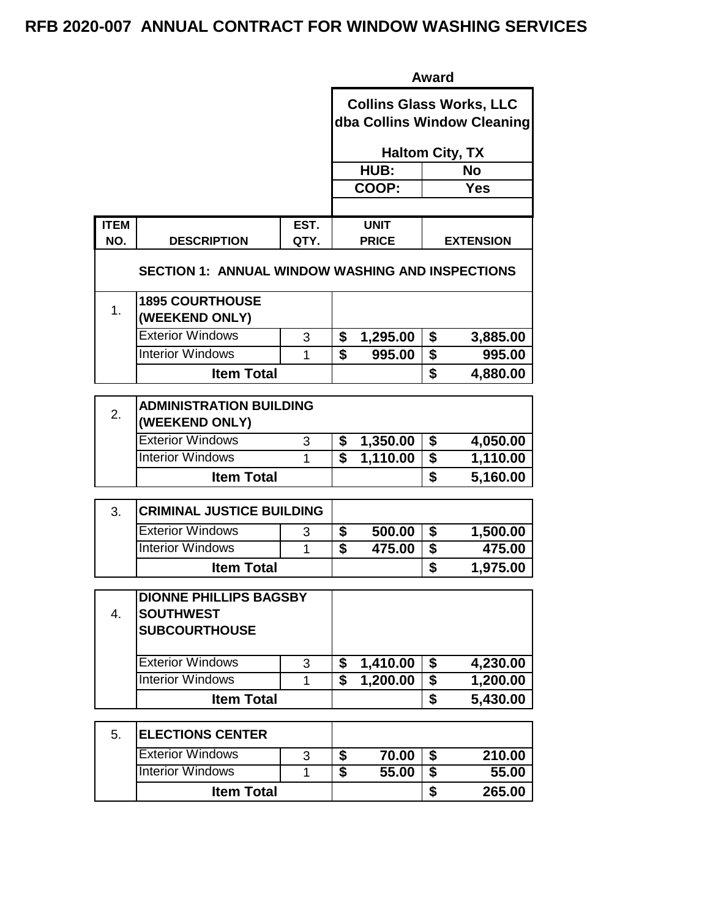# RFB 2020-007 ANNUAL CONTRACT FOR WINDOW WASHING SERVICES

| | | | Award | |
|---|---|---|---|---|
| | | | Collins Glass Works, LLC dba Collins Window Cleaning<br>Haltom City, TX | |
| | | | HUB: | No |
| | | | COOP: | Yes |
| **ITEM NO.** | **DESCRIPTION** | **EST. QTY.** | **UNIT PRICE** | **EXTENSION** |
| | **SECTION 1: ANNUAL WINDOW WASHING AND INSPECTIONS** | | | |
| 1. | **1895 COURTHOUSE (WEEKEND ONLY)** | | | |
| | Exterior Windows | 3 | $ 1,295.00 | $ 3,885.00 |
| | Interior Windows | 1 | $ 995.00 | $ 995.00 |
| | **Item Total** | | | **$ 4,880.00** |
| 2. | **ADMINISTRATION BUILDING (WEEKEND ONLY)** | | | |
| | Exterior Windows | 3 | $ 1,350.00 | $ 4,050.00 |
| | Interior Windows | 1 | $ 1,110.00 | $ 1,110.00 |
| | **Item Total** | | | **$ 5,160.00** |
| 3. | **CRIMINAL JUSTICE BUILDING** | | | |
| | Exterior Windows | 3 | $ 500.00 | $ 1,500.00 |
| | Interior Windows | 1 | $ 475.00 | $ 475.00 |
| | **Item Total** | | | **$ 1,975.00** |
| 4. | **DIONNE PHILLIPS BAGSBY SOUTHWEST SUBCOURTHOUSE** | | | |
| | Exterior Windows | 3 | $ 1,410.00 | $ 4,230.00 |
| | Interior Windows | 1 | $ 1,200.00 | $ 1,200.00 |
| | **Item Total** | | | **$ 5,430.00** |
| 5. | **ELECTIONS CENTER** | | | |
| | Exterior Windows | 3 | $ 70.00 | $ 210.00 |
| | Interior Windows | 1 | $ 55.00 | $ 55.00 |
| | **Item Total** | | | **$ 265.00** |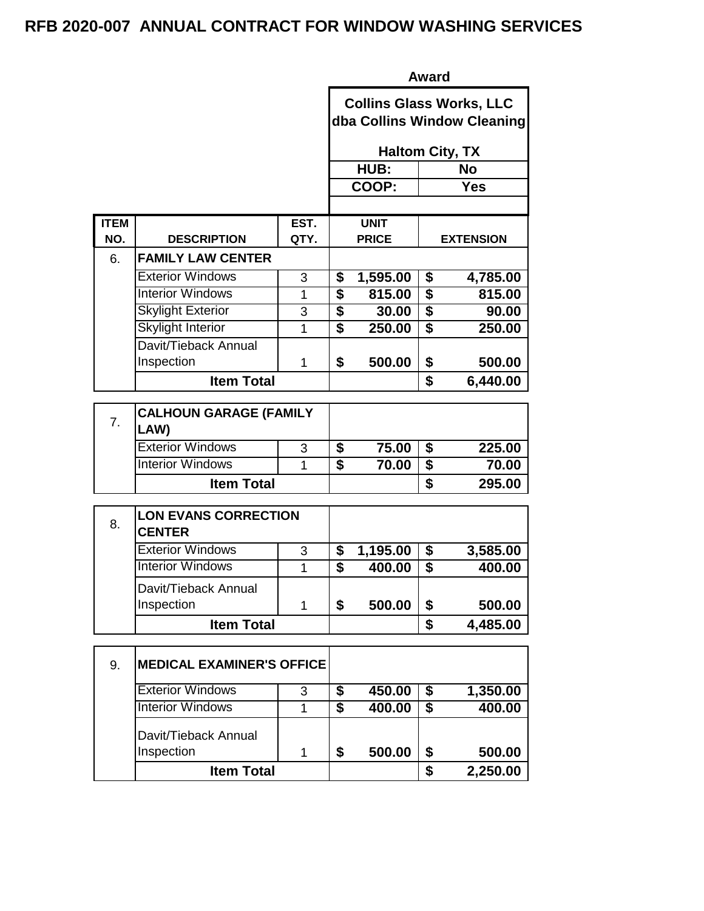# RFB 2020-007 ANNUAL CONTRACT FOR WINDOW WASHING SERVICES

| | | | Award | |
|---|---|---|---|---|
| | | | **Collins Glass Works, LLC dba Collins Window Cleaning** | |
| | | | **Haltom City, TX** | |
| | | | **HUB:** | **No** |
| | | | **COOP:** | **Yes** |
| **ITEM NO.** | **DESCRIPTION** | **EST. QTY.** | **UNIT PRICE** | **EXTENSION** |
| 6. | **FAMILY LAW CENTER** | | | |
| | Exterior Windows | 3 | **$ 1,595.00** | **$ 4,785.00** |
| | Interior Windows | 1 | **$ 815.00** | **$ 815.00** |
| | Skylight Exterior | 3 | **$ 30.00** | **$ 90.00** |
| | Skylight Interior | 1 | **$ 250.00** | **$ 250.00** |
| | Davit/Tieback Annual Inspection | 1 | **$ 500.00** | **$ 500.00** |
| | **Item Total** | | | **$ 6,440.00** |
| 7. | **CALHOUN GARAGE (FAMILY LAW)** | | | |
| | Exterior Windows | 3 | **$ 75.00** | **$ 225.00** |
| | Interior Windows | 1 | **$ 70.00** | **$ 70.00** |
| | **Item Total** | | | **$ 295.00** |
| 8. | **LON EVANS CORRECTION CENTER** | | | |
| | Exterior Windows | 3 | **$ 1,195.00** | **$ 3,585.00** |
| | Interior Windows | 1 | **$ 400.00** | **$ 400.00** |
| | Davit/Tieback Annual Inspection | 1 | **$ 500.00** | **$ 500.00** |
| | **Item Total** | | | **$ 4,485.00** |
| 9. | **MEDICAL EXAMINER'S OFFICE** | | | |
| | Exterior Windows | 3 | **$ 450.00** | **$ 1,350.00** |
| | Interior Windows | 1 | **$ 400.00** | **$ 400.00** |
| | Davit/Tieback Annual Inspection | 1 | **$ 500.00** | **$ 500.00** |
| | **Item Total** | | | **$ 2,250.00** |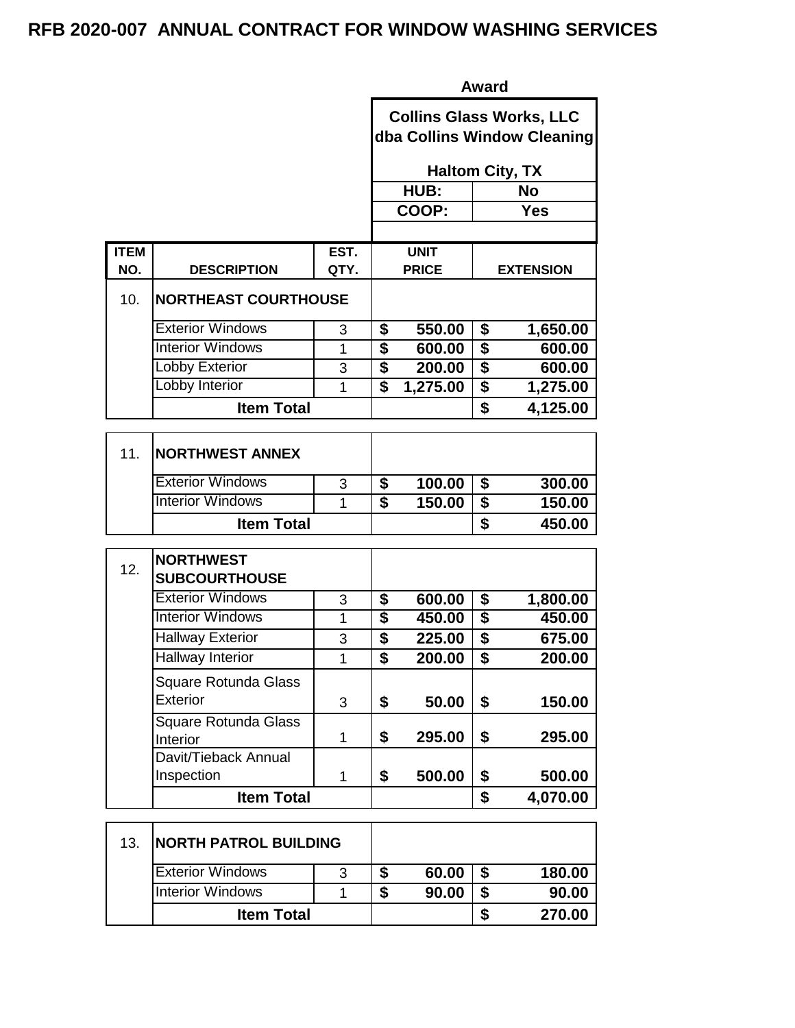# RFB 2020-007 ANNUAL CONTRACT FOR WINDOW WASHING SERVICES

| | | | Award | |
|---|---|---|---|---|
| | | | Collins Glass Works, LLC dba Collins Window Cleaning | |
| | | | Haltom City, TX | |
| | | | HUB: | No |
| | | | COOP: | Yes |
| **ITEM NO.** | **DESCRIPTION** | **EST. QTY.** | **UNIT PRICE** | **EXTENSION** |
| 10. | **NORTHEAST COURTHOUSE** | | | |
| | Exterior Windows | 3 | $ 550.00 | $ 1,650.00 |
| | Interior Windows | 1 | $ 600.00 | $ 600.00 |
| | Lobby Exterior | 3 | $ 200.00 | $ 600.00 |
| | Lobby Interior | 1 | $ 1,275.00 | $ 1,275.00 |
| | **Item Total** | | | **$ 4,125.00** |
| 11. | **NORTHWEST ANNEX** | | | |
| | Exterior Windows | 3 | $ 100.00 | $ 300.00 |
| | Interior Windows | 1 | $ 150.00 | $ 150.00 |
| | **Item Total** | | | **$ 450.00** |
| 12. | **NORTHWEST SUBCOURTHOUSE** | | | |
| | Exterior Windows | 3 | $ 600.00 | $ 1,800.00 |
| | Interior Windows | 1 | $ 450.00 | $ 450.00 |
| | Hallway Exterior | 3 | $ 225.00 | $ 675.00 |
| | Hallway Interior | 1 | $ 200.00 | $ 200.00 |
| | Square Rotunda Glass Exterior | 3 | $ 50.00 | $ 150.00 |
| | Square Rotunda Glass Interior | 1 | $ 295.00 | $ 295.00 |
| | Davit/Tieback Annual Inspection | 1 | $ 500.00 | $ 500.00 |
| | **Item Total** | | | **$ 4,070.00** |
| 13. | **NORTH PATROL BUILDING** | | | |
| | Exterior Windows | 3 | $ 60.00 | $ 180.00 |
| | Interior Windows | 1 | $ 90.00 | $ 90.00 |
| | **Item Total** | | | **$ 270.00** |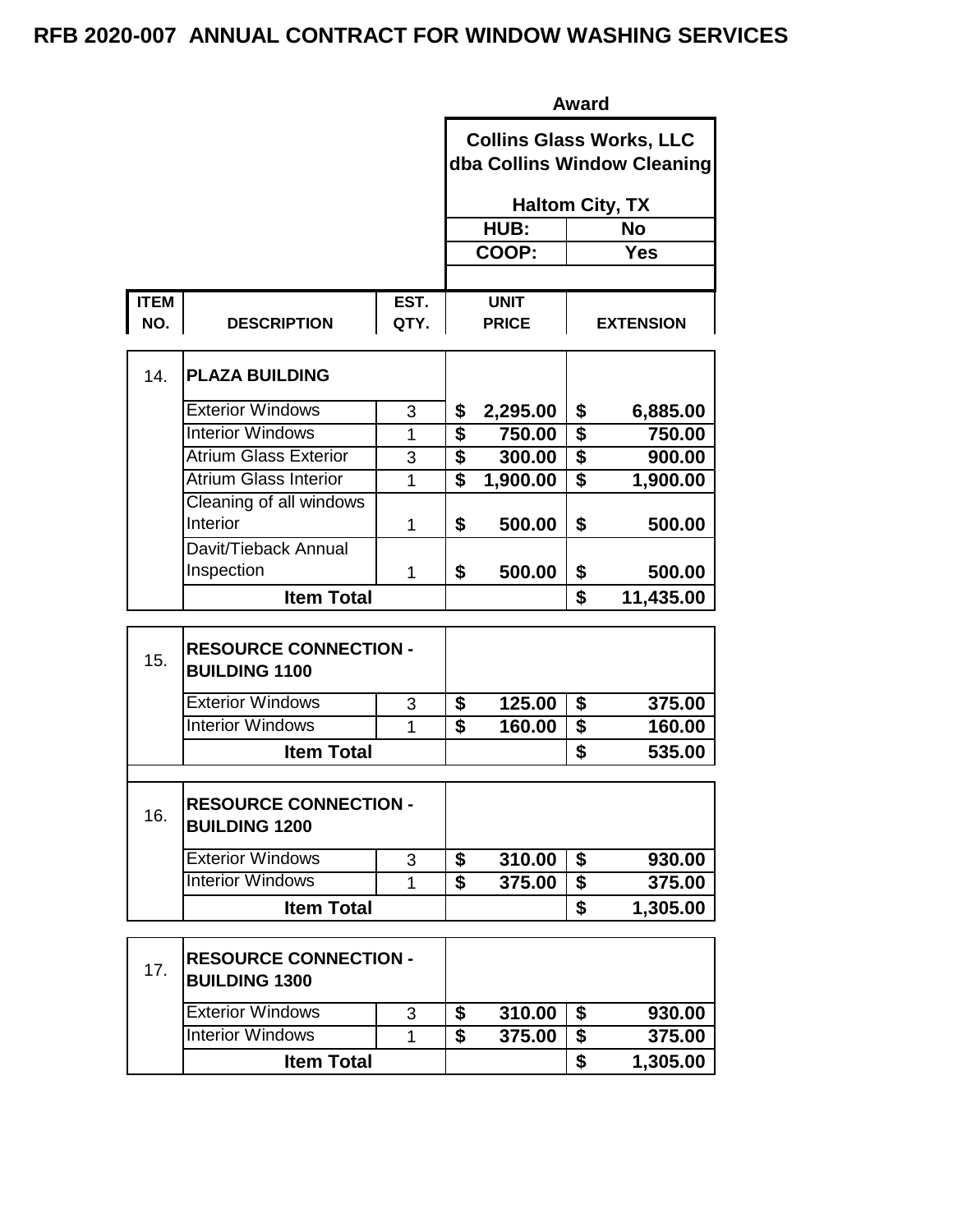# RFB 2020-007 ANNUAL CONTRACT FOR WINDOW WASHING SERVICES

| | | | Award | |
|---|---|---|---|---|
| | | | **Collins Glass Works, LLC dba Collins Window Cleaning** | |
| | | | **Haltom City, TX** | |
| | | | **HUB:** | **No** |
| | | | **COOP:** | **Yes** |
| **ITEM NO.** | **DESCRIPTION** | **EST. QTY.** | **UNIT PRICE** | **EXTENSION** |
| 14. | **PLAZA BUILDING** | | | |
| | Exterior Windows | 3 | **$ 2,295.00** | **$ 6,885.00** |
| | Interior Windows | 1 | **$ 750.00** | **$ 750.00** |
| | Atrium Glass Exterior | 3 | **$ 300.00** | **$ 900.00** |
| | Atrium Glass Interior | 1 | **$ 1,900.00** | **$ 1,900.00** |
| | Cleaning of all windows Interior | 1 | **$ 500.00** | **$ 500.00** |
| | Davit/Tieback Annual Inspection | 1 | **$ 500.00** | **$ 500.00** |
| | **Item Total** | | | **$ 11,435.00** |
| 15. | **RESOURCE CONNECTION - BUILDING 1100** | | | |
| | Exterior Windows | 3 | **$ 125.00** | **$ 375.00** |
| | Interior Windows | 1 | **$ 160.00** | **$ 160.00** |
| | **Item Total** | | | **$ 535.00** |
| 16. | **RESOURCE CONNECTION - BUILDING 1200** | | | |
| | Exterior Windows | 3 | **$ 310.00** | **$ 930.00** |
| | Interior Windows | 1 | **$ 375.00** | **$ 375.00** |
| | **Item Total** | | | **$ 1,305.00** |
| 17. | **RESOURCE CONNECTION - BUILDING 1300** | | | |
| | Exterior Windows | 3 | **$ 310.00** | **$ 930.00** |
| | Interior Windows | 1 | **$ 375.00** | **$ 375.00** |
| | **Item Total** | | | **$ 1,305.00** |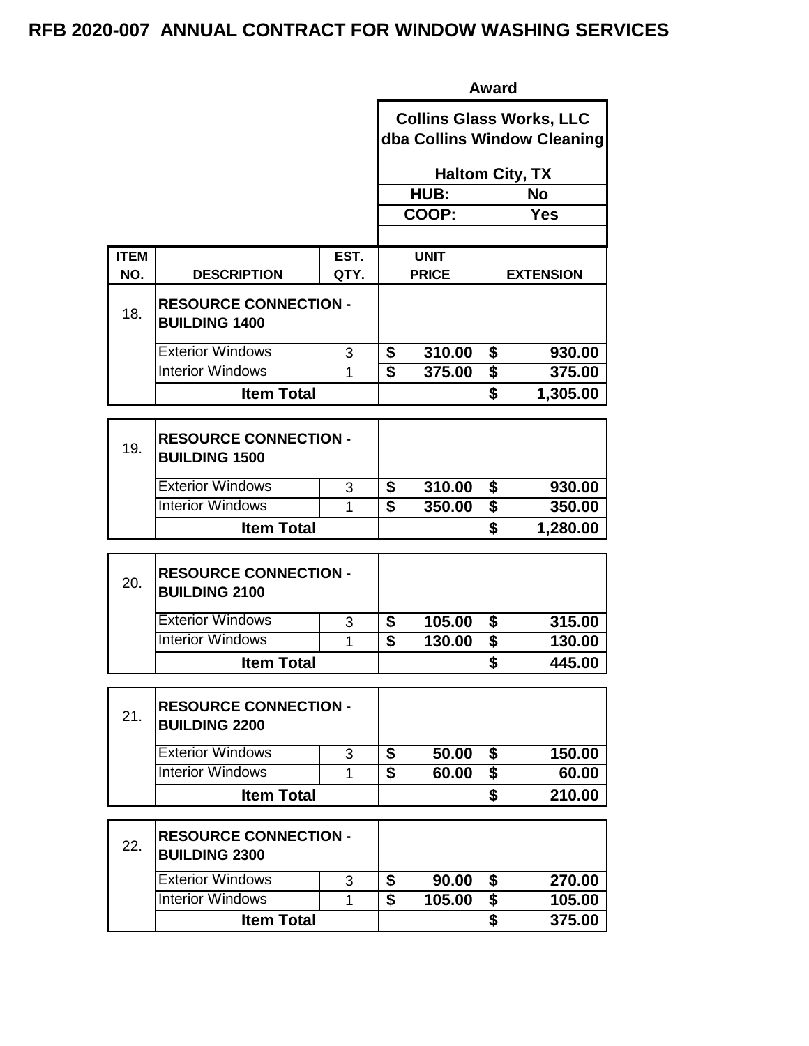# RFB 2020-007 ANNUAL CONTRACT FOR WINDOW WASHING SERVICES

| | | | Award | |
|---|---|---|---|---|
| | | | **Collins Glass Works, LLC dba Collins Window Cleaning** | |
| | | | **Haltom City, TX** | |
| | | | **HUB:** | **No** |
| | | | **COOP:** | **Yes** |
| **ITEM NO.** | **DESCRIPTION** | **EST. QTY.** | **UNIT PRICE** | **EXTENSION** |
| 18. | **RESOURCE CONNECTION - BUILDING 1400** | | | |
| | Exterior Windows | 3 | $ 310.00 | $ 930.00 |
| | Interior Windows | 1 | $ 375.00 | $ 375.00 |
| | **Item Total** | | | **$ 1,305.00** |
| 19. | **RESOURCE CONNECTION - BUILDING 1500** | | | |
| | Exterior Windows | 3 | $ 310.00 | $ 930.00 |
| | Interior Windows | 1 | $ 350.00 | $ 350.00 |
| | **Item Total** | | | **$ 1,280.00** |
| 20. | **RESOURCE CONNECTION - BUILDING 2100** | | | |
| | Exterior Windows | 3 | $ 105.00 | $ 315.00 |
| | Interior Windows | 1 | $ 130.00 | $ 130.00 |
| | **Item Total** | | | **$ 445.00** |
| 21. | **RESOURCE CONNECTION - BUILDING 2200** | | | |
| | Exterior Windows | 3 | $ 50.00 | $ 150.00 |
| | Interior Windows | 1 | $ 60.00 | $ 60.00 |
| | **Item Total** | | | **$ 210.00** |
| 22. | **RESOURCE CONNECTION - BUILDING 2300** | | | |
| | Exterior Windows | 3 | $ 90.00 | $ 270.00 |
| | Interior Windows | 1 | $ 105.00 | $ 105.00 |
| | **Item Total** | | | **$ 375.00** |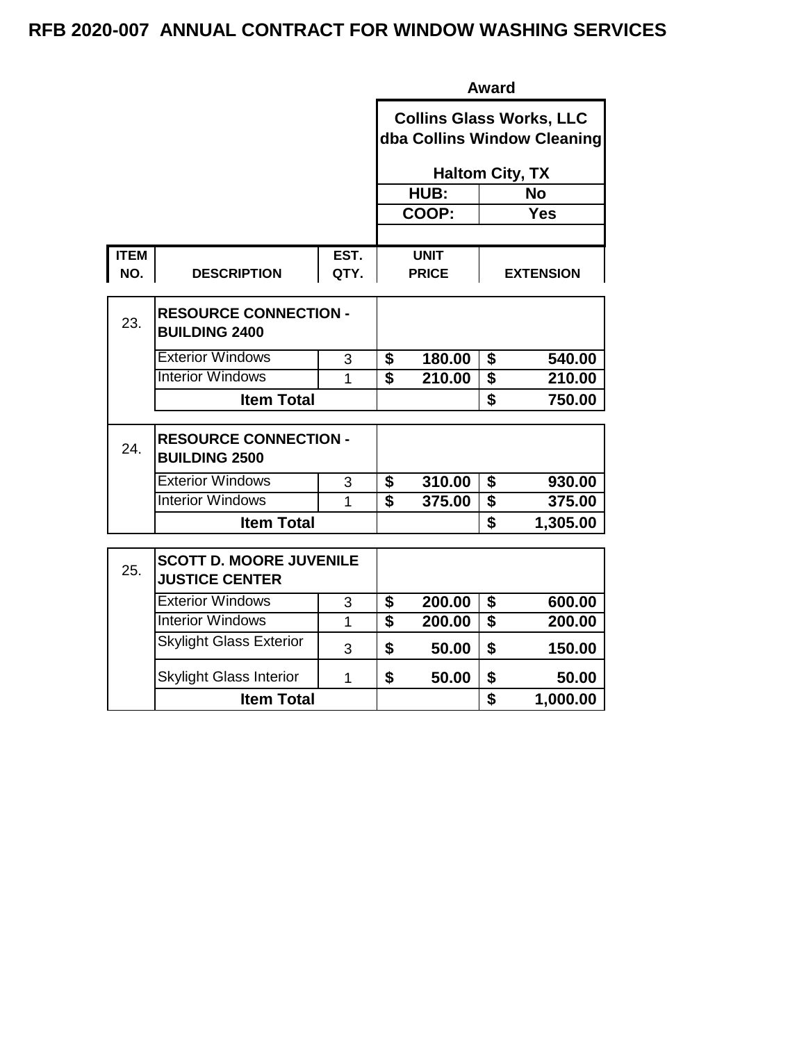# RFB 2020-007 ANNUAL CONTRACT FOR WINDOW WASHING SERVICES

| | | | Award | |
|---|---|---|---|---|
| | | | Collins Glass Works, LLC dba Collins Window Cleaning<br><br>Haltom City, TX | |
| | | | HUB: | No |
| | | | COOP: | Yes |
| **ITEM NO.** | **DESCRIPTION** | **EST. QTY.** | **UNIT PRICE** | **EXTENSION** |
| 23. | **RESOURCE CONNECTION - BUILDING 2400** | | | |
| | Exterior Windows | 3 | $ 180.00 | $ 540.00 |
| | Interior Windows | 1 | $ 210.00 | $ 210.00 |
| | **Item Total** | | | $ 750.00 |
| 24. | **RESOURCE CONNECTION - BUILDING 2500** | | | |
| | Exterior Windows | 3 | $ 310.00 | $ 930.00 |
| | Interior Windows | 1 | $ 375.00 | $ 375.00 |
| | **Item Total** | | | $ 1,305.00 |
| 25. | **SCOTT D. MOORE JUVENILE JUSTICE CENTER** | | | |
| | Exterior Windows | 3 | $ 200.00 | $ 600.00 |
| | Interior Windows | 1 | $ 200.00 | $ 200.00 |
| | Skylight Glass Exterior | 3 | $ 50.00 | $ 150.00 |
| | Skylight Glass Interior | 1 | $ 50.00 | $ 50.00 |
| | **Item Total** | | | $ 1,000.00 |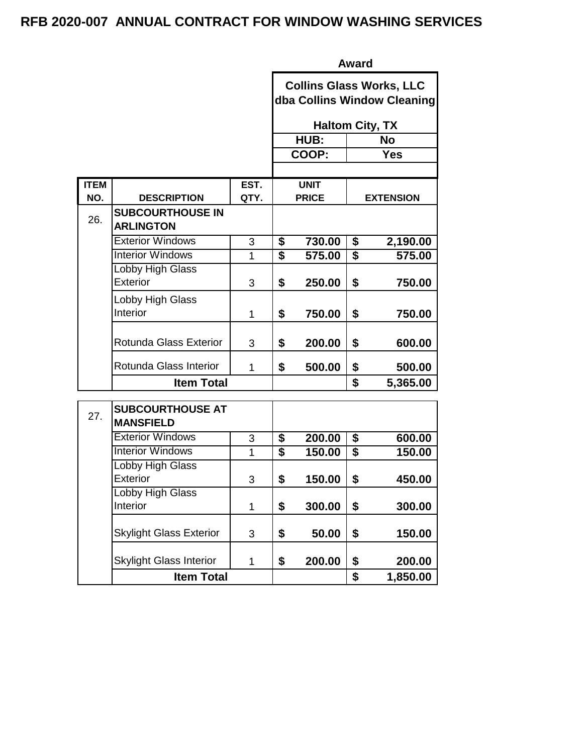# RFB 2020-007 ANNUAL CONTRACT FOR WINDOW WASHING SERVICES

| | | | Award | |
|---|---|---|---|---|
| | | | Collins Glass Works, LLC dba Collins Window Cleaning<br><br>Haltom City, TX | |
| | | | HUB: | No |
| | | | COOP: | Yes |
| **ITEM NO.** | **DESCRIPTION** | **EST. QTY.** | **UNIT PRICE** | **EXTENSION** |
| 26. | **SUBCOURTHOUSE IN ARLINGTON** | | | |
| | Exterior Windows | 3 | **$ 730.00** | **$ 2,190.00** |
| | Interior Windows | 1 | **$ 575.00** | **$ 575.00** |
| | Lobby High Glass Exterior | 3 | **$ 250.00** | **$ 750.00** |
| | Lobby High Glass Interior | 1 | **$ 750.00** | **$ 750.00** |
| | Rotunda Glass Exterior | 3 | **$ 200.00** | **$ 600.00** |
| | Rotunda Glass Interior | 1 | **$ 500.00** | **$ 500.00** |
| | **Item Total** | | | **$ 5,365.00** |

| ITEM NO. | DESCRIPTION | EST. QTY. | UNIT PRICE | EXTENSION |
|---|---|---|---|---|
| 27. | **SUBCOURTHOUSE AT MANSFIELD** | | | |
| | Exterior Windows | 3 | **$ 200.00** | **$ 600.00** |
| | Interior Windows | 1 | **$ 150.00** | **$ 150.00** |
| | Lobby High Glass Exterior | 3 | **$ 150.00** | **$ 450.00** |
| | Lobby High Glass Interior | 1 | **$ 300.00** | **$ 300.00** |
| | Skylight Glass Exterior | 3 | **$ 50.00** | **$ 150.00** |
| | Skylight Glass Interior | 1 | **$ 200.00** | **$ 200.00** |
| | **Item Total** | | | **$ 1,850.00** |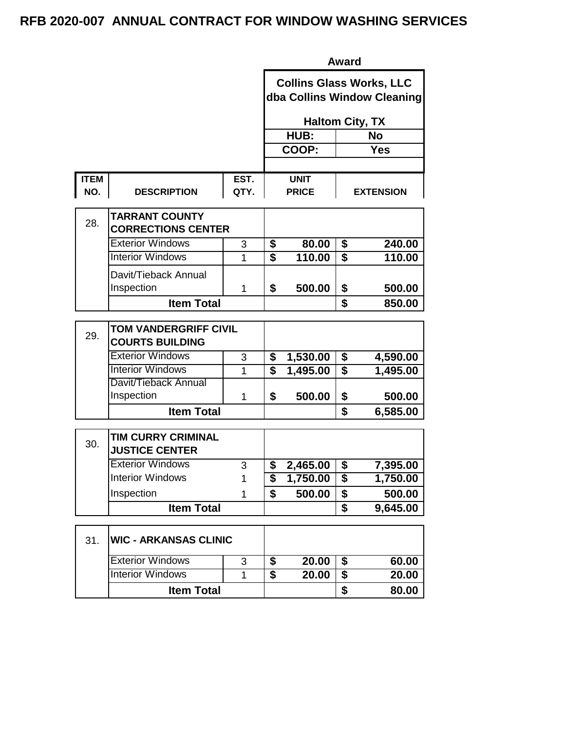# RFB 2020-007 ANNUAL CONTRACT FOR WINDOW WASHING SERVICES

| | | | Award | |
|---|---|---|---|---|
| | | | **Collins Glass Works, LLC dba Collins Window Cleaning** | |
| | | | **Haltom City, TX** | |
| | | | **HUB:** | **No** |
| | | | **COOP:** | **Yes** |
| **ITEM NO.** | **DESCRIPTION** | **EST. QTY.** | **UNIT PRICE** | **EXTENSION** |
| 28. | **TARRANT COUNTY CORRECTIONS CENTER** | | | |
| | Exterior Windows | 3 | **$ 80.00** | **$ 240.00** |
| | Interior Windows | 1 | **$ 110.00** | **$ 110.00** |
| | Davit/Tieback Annual Inspection | 1 | **$ 500.00** | **$ 500.00** |
| | **Item Total** | | | **$ 850.00** |
| 29. | **TOM VANDERGRIFF CIVIL COURTS BUILDING** | | | |
| | Exterior Windows | 3 | **$ 1,530.00** | **$ 4,590.00** |
| | Interior Windows | 1 | **$ 1,495.00** | **$ 1,495.00** |
| | Davit/Tieback Annual Inspection | 1 | **$ 500.00** | **$ 500.00** |
| | **Item Total** | | | **$ 6,585.00** |
| 30. | **TIM CURRY CRIMINAL JUSTICE CENTER** | | | |
| | Exterior Windows | 3 | **$ 2,465.00** | **$ 7,395.00** |
| | Interior Windows | 1 | **$ 1,750.00** | **$ 1,750.00** |
| | Inspection | 1 | **$ 500.00** | **$ 500.00** |
| | **Item Total** | | | **$ 9,645.00** |
| 31. | **WIC - ARKANSAS CLINIC** | | | |
| | Exterior Windows | 3 | **$ 20.00** | **$ 60.00** |
| | Interior Windows | 1 | **$ 20.00** | **$ 20.00** |
| | **Item Total** | | | **$ 80.00** |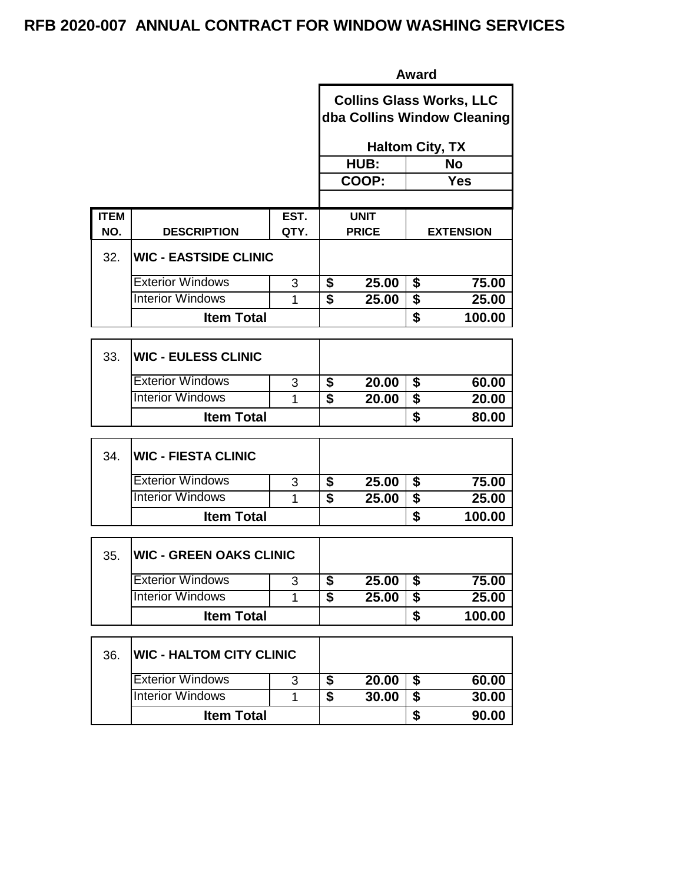# RFB 2020-007 ANNUAL CONTRACT FOR WINDOW WASHING SERVICES

| | | | Award | |
|---|---|---|---|---|
| | | | Collins Glass Works, LLC dba Collins Window Cleaning<br>Haltom City, TX | |
| | | | HUB: | No |
| | | | COOP: | Yes |
| **ITEM NO.** | **DESCRIPTION** | **EST. QTY.** | **UNIT PRICE** | **EXTENSION** |
| 32. | **WIC - EASTSIDE CLINIC** | | | |
| | Exterior Windows | 3 | $ 25.00 | $ 75.00 |
| | Interior Windows | 1 | $ 25.00 | $ 25.00 |
| | **Item Total** | | | $ 100.00 |
| 33. | **WIC - EULESS CLINIC** | | | |
| | Exterior Windows | 3 | $ 20.00 | $ 60.00 |
| | Interior Windows | 1 | $ 20.00 | $ 20.00 |
| | **Item Total** | | | $ 80.00 |
| 34. | **WIC - FIESTA CLINIC** | | | |
| | Exterior Windows | 3 | $ 25.00 | $ 75.00 |
| | Interior Windows | 1 | $ 25.00 | $ 25.00 |
| | **Item Total** | | | $ 100.00 |
| 35. | **WIC - GREEN OAKS CLINIC** | | | |
| | Exterior Windows | 3 | $ 25.00 | $ 75.00 |
| | Interior Windows | 1 | $ 25.00 | $ 25.00 |
| | **Item Total** | | | $ 100.00 |
| 36. | **WIC - HALTOM CITY CLINIC** | | | |
| | Exterior Windows | 3 | $ 20.00 | $ 60.00 |
| | Interior Windows | 1 | $ 30.00 | $ 30.00 |
| | **Item Total** | | | $ 90.00 |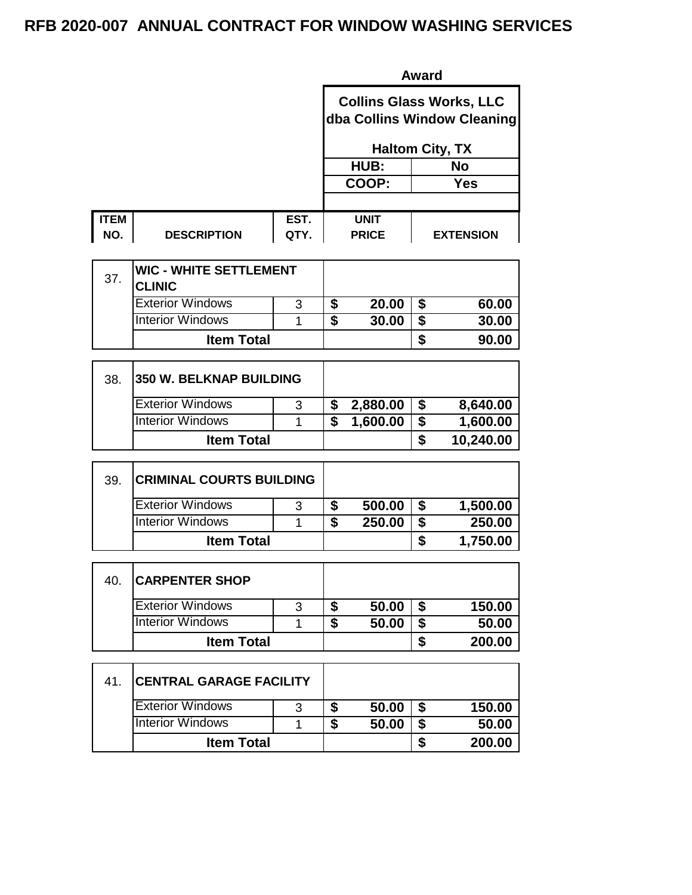# RFB 2020-007 ANNUAL CONTRACT FOR WINDOW WASHING SERVICES

| | | | Award | |
|---|---|---|---|---|
| | | | Collins Glass Works, LLC dba Collins Window Cleaning | |
| | | | Haltom City, TX | |
| | | | HUB: | No |
| | | | COOP: | Yes |
| **ITEM NO.** | **DESCRIPTION** | **EST. QTY.** | **UNIT PRICE** | **EXTENSION** |
| 37. | **WIC - WHITE SETTLEMENT CLINIC** | | | |
| | Exterior Windows | 3 | $ 20.00 | $ 60.00 |
| | Interior Windows | 1 | $ 30.00 | $ 30.00 |
| | **Item Total** | | | **$ 90.00** |
| 38. | **350 W. BELKNAP BUILDING** | | | |
| | Exterior Windows | 3 | $ 2,880.00 | $ 8,640.00 |
| | Interior Windows | 1 | $ 1,600.00 | $ 1,600.00 |
| | **Item Total** | | | **$ 10,240.00** |
| 39. | **CRIMINAL COURTS BUILDING** | | | |
| | Exterior Windows | 3 | $ 500.00 | $ 1,500.00 |
| | Interior Windows | 1 | $ 250.00 | $ 250.00 |
| | **Item Total** | | | **$ 1,750.00** |
| 40. | **CARPENTER SHOP** | | | |
| | Exterior Windows | 3 | $ 50.00 | $ 150.00 |
| | Interior Windows | 1 | $ 50.00 | $ 50.00 |
| | **Item Total** | | | **$ 200.00** |
| 41. | **CENTRAL GARAGE FACILITY** | | | |
| | Exterior Windows | 3 | $ 50.00 | $ 150.00 |
| | Interior Windows | 1 | $ 50.00 | $ 50.00 |
| | **Item Total** | | | **$ 200.00** |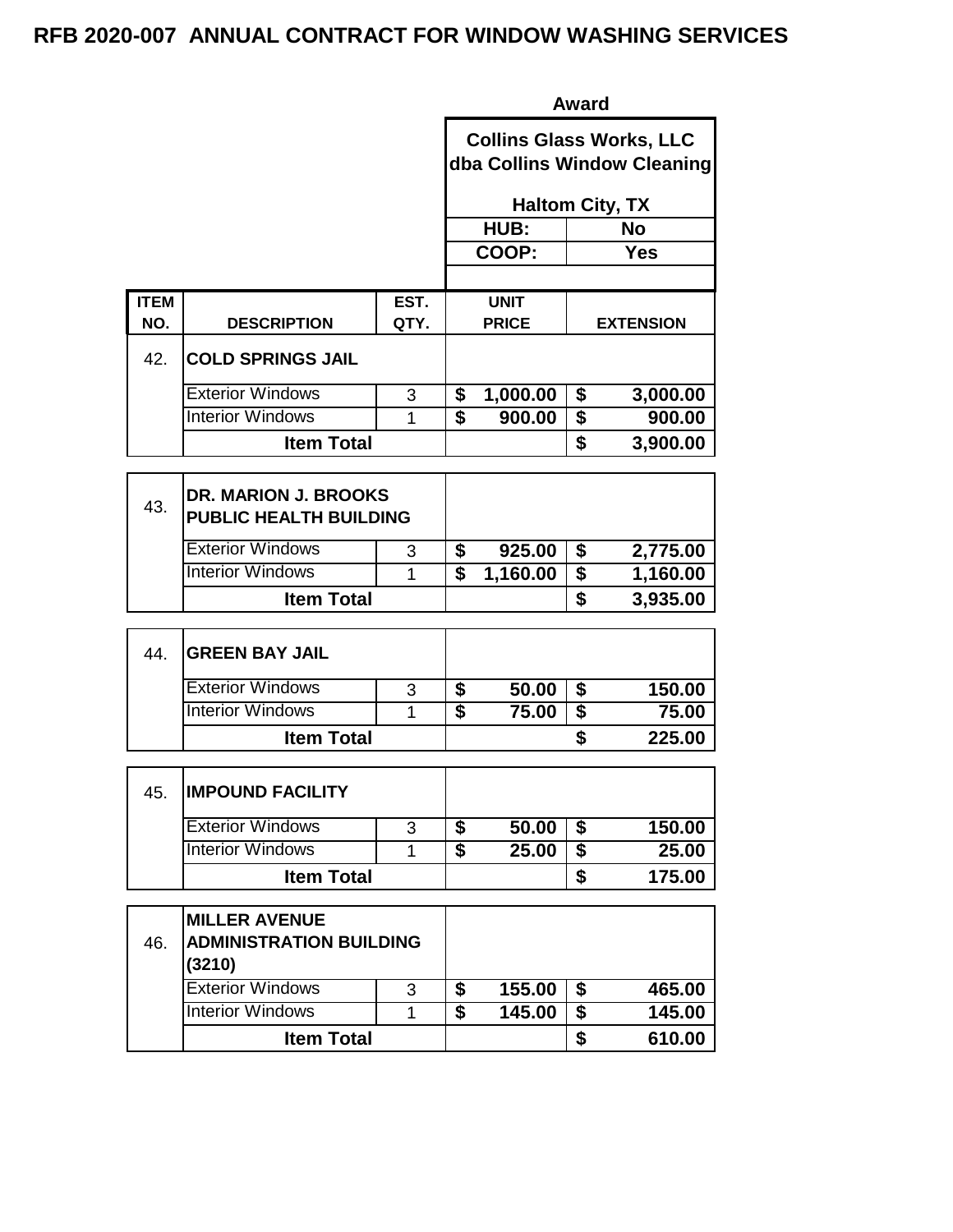# RFB 2020-007 ANNUAL CONTRACT FOR WINDOW WASHING SERVICES

| | | | Award | |
|---|---|---|---|---|
| | | | Collins Glass Works, LLC dba Collins Window Cleaning | |
| | | | Haltom City, TX | |
| | | | HUB: | No |
| | | | COOP: | Yes |
| **ITEM NO.** | **DESCRIPTION** | **EST. QTY.** | **UNIT PRICE** | **EXTENSION** |
| 42. | **COLD SPRINGS JAIL** | | | |
| | Exterior Windows | 3 | $ 1,000.00 | $ 3,000.00 |
| | Interior Windows | 1 | $ 900.00 | $ 900.00 |
| | **Item Total** | | | $ 3,900.00 |
| 43. | **DR. MARION J. BROOKS PUBLIC HEALTH BUILDING** | | | |
| | Exterior Windows | 3 | $ 925.00 | $ 2,775.00 |
| | Interior Windows | 1 | $ 1,160.00 | $ 1,160.00 |
| | **Item Total** | | | $ 3,935.00 |
| 44. | **GREEN BAY JAIL** | | | |
| | Exterior Windows | 3 | $ 50.00 | $ 150.00 |
| | Interior Windows | 1 | $ 75.00 | $ 75.00 |
| | **Item Total** | | | $ 225.00 |
| 45. | **IMPOUND FACILITY** | | | |
| | Exterior Windows | 3 | $ 50.00 | $ 150.00 |
| | Interior Windows | 1 | $ 25.00 | $ 25.00 |
| | **Item Total** | | | $ 175.00 |
| 46. | **MILLER AVENUE ADMINISTRATION BUILDING (3210)** | | | |
| | Exterior Windows | 3 | $ 155.00 | $ 465.00 |
| | Interior Windows | 1 | $ 145.00 | $ 145.00 |
| | **Item Total** | | | $ 610.00 |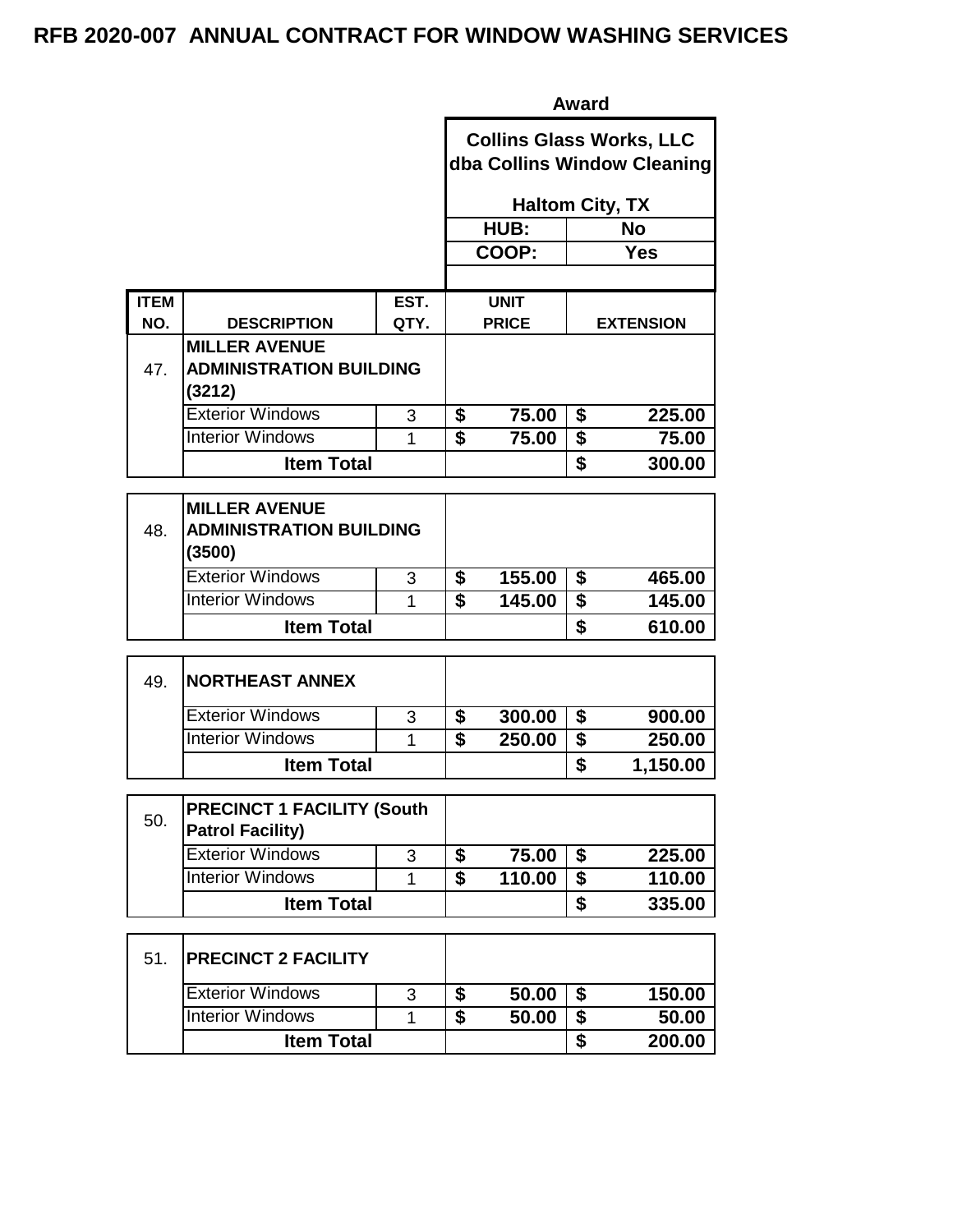# RFB 2020-007 ANNUAL CONTRACT FOR WINDOW WASHING SERVICES

| | | | Award | |
|---|---|---|---|---|
| | | | Collins Glass Works, LLC dba Collins Window Cleaning<br><br>Haltom City, TX | |
| | | | HUB: | No |
| | | | COOP: | Yes |
| **ITEM NO.** | **DESCRIPTION** | **EST. QTY.** | **UNIT PRICE** | **EXTENSION** |
| 47. | **MILLER AVENUE ADMINISTRATION BUILDING (3212)** | | | |
| | Exterior Windows | 3 | $ 75.00 | $ 225.00 |
| | Interior Windows | 1 | $ 75.00 | $ 75.00 |
| | **Item Total** | | | **$ 300.00** |
| 48. | **MILLER AVENUE ADMINISTRATION BUILDING (3500)** | | | |
| | Exterior Windows | 3 | $ 155.00 | $ 465.00 |
| | Interior Windows | 1 | $ 145.00 | $ 145.00 |
| | **Item Total** | | | **$ 610.00** |
| 49. | **NORTHEAST ANNEX** | | | |
| | Exterior Windows | 3 | $ 300.00 | $ 900.00 |
| | Interior Windows | 1 | $ 250.00 | $ 250.00 |
| | **Item Total** | | | **$ 1,150.00** |
| 50. | **PRECINCT 1 FACILITY (South Patrol Facility)** | | | |
| | Exterior Windows | 3 | $ 75.00 | $ 225.00 |
| | Interior Windows | 1 | $ 110.00 | $ 110.00 |
| | **Item Total** | | | **$ 335.00** |
| 51. | **PRECINCT 2 FACILITY** | | | |
| | Exterior Windows | 3 | $ 50.00 | $ 150.00 |
| | Interior Windows | 1 | $ 50.00 | $ 50.00 |
| | **Item Total** | | | **$ 200.00** |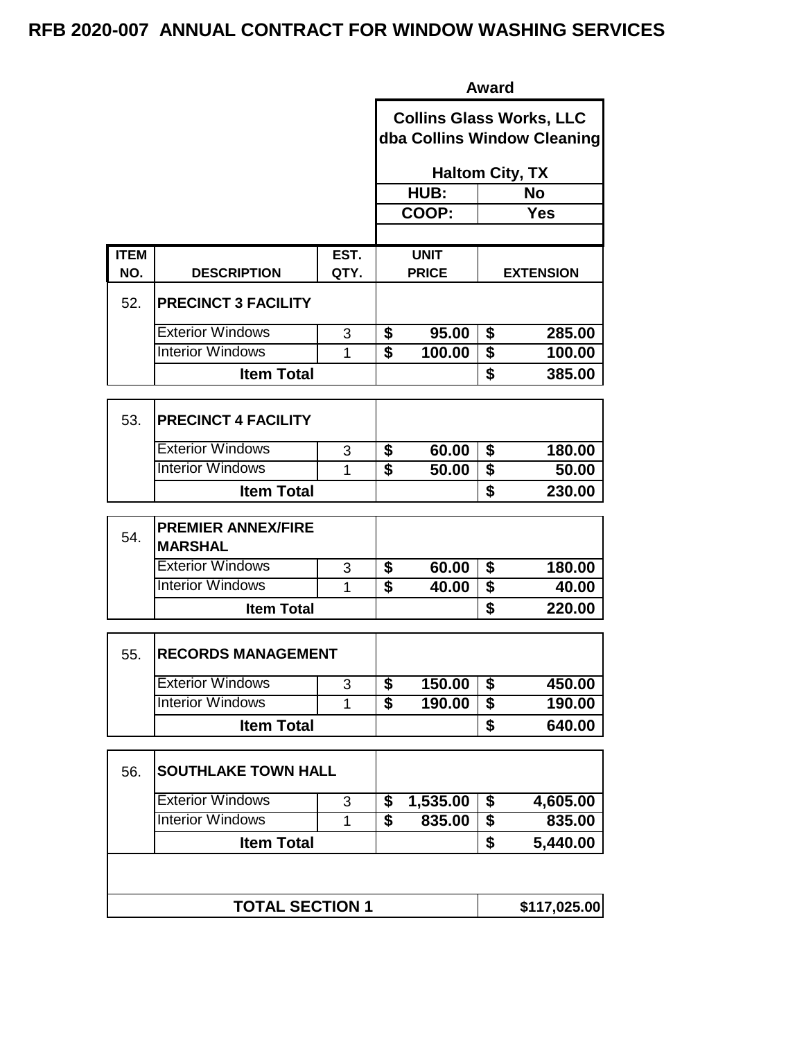# RFB 2020-007 ANNUAL CONTRACT FOR WINDOW WASHING SERVICES

| | | | Award | |
|---|---|---|---|---|
| | | | **Collins Glass Works, LLC dba Collins Window Cleaning** | |
| | | | **Haltom City, TX** | |
| | | | **HUB:** | **No** |
| | | | **COOP:** | **Yes** |
| **ITEM NO.** | **DESCRIPTION** | **EST. QTY.** | **UNIT PRICE** | **EXTENSION** |
| 52. | **PRECINCT 3 FACILITY** | | | |
| | Exterior Windows | 3 | **$ 95.00** | **$ 285.00** |
| | Interior Windows | 1 | **$ 100.00** | **$ 100.00** |
| | **Item Total** | | | **$ 385.00** |
| 53. | **PRECINCT 4 FACILITY** | | | |
| | Exterior Windows | 3 | **$ 60.00** | **$ 180.00** |
| | Interior Windows | 1 | **$ 50.00** | **$ 50.00** |
| | **Item Total** | | | **$ 230.00** |
| 54. | **PREMIER ANNEX/FIRE MARSHAL** | | | |
| | Exterior Windows | 3 | **$ 60.00** | **$ 180.00** |
| | Interior Windows | 1 | **$ 40.00** | **$ 40.00** |
| | **Item Total** | | | **$ 220.00** |
| 55. | **RECORDS MANAGEMENT** | | | |
| | Exterior Windows | 3 | **$ 150.00** | **$ 450.00** |
| | Interior Windows | 1 | **$ 190.00** | **$ 190.00** |
| | **Item Total** | | | **$ 640.00** |
| 56. | **SOUTHLAKE TOWN HALL** | | | |
| | Exterior Windows | 3 | **$ 1,535.00** | **$ 4,605.00** |
| | Interior Windows | 1 | **$ 835.00** | **$ 835.00** |
| | **Item Total** | | | **$ 5,440.00** |
| | **TOTAL SECTION 1** | | | **$117,025.00** |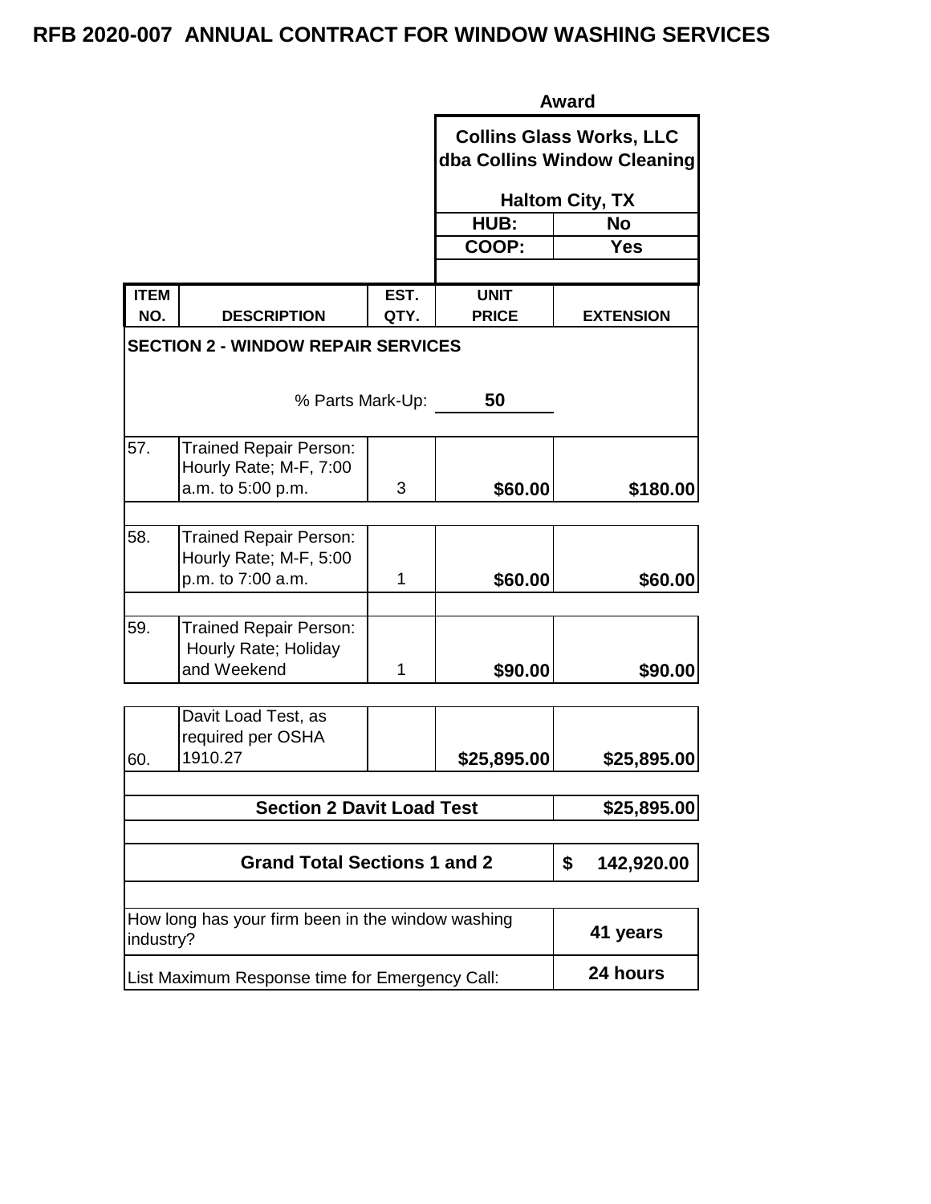# RFB 2020-007 ANNUAL CONTRACT FOR WINDOW WASHING SERVICES

| | | | Award | |
|---|---|---|---|---|
| | | | **Collins Glass Works, LLC dba Collins Window Cleaning** | |
| | | | **Haltom City, TX** | |
| | | | **HUB:** | **No** |
| | | | **COOP:** | **Yes** |
| **ITEM NO.** | **DESCRIPTION** | **EST. QTY.** | **UNIT PRICE** | **EXTENSION** |
| **SECTION 2 - WINDOW REPAIR SERVICES** | | | | |
| | | % Parts Mark-Up: | **50** | |
| 57. | Trained Repair Person: Hourly Rate; M-F, 7:00 a.m. to 5:00 p.m. | 3 | **$60.00** | **$180.00** |
| 58. | Trained Repair Person: Hourly Rate; M-F, 5:00 p.m. to 7:00 a.m. | 1 | **$60.00** | **$60.00** |
| 59. | Trained Repair Person: Hourly Rate; Holiday and Weekend | 1 | **$90.00** | **$90.00** |
| 60. | Davit Load Test, as required per OSHA 1910.27 | | **$25,895.00** | **$25,895.00** |
| **Section 2 Davit Load Test** | | | | **$25,895.00** |
| **Grand Total Sections 1 and 2** | | | | **$ 142,920.00** |
| How long has your firm been in the window washing industry? | | | | **41 years** |
| List Maximum Response time for Emergency Call: | | | | **24 hours** |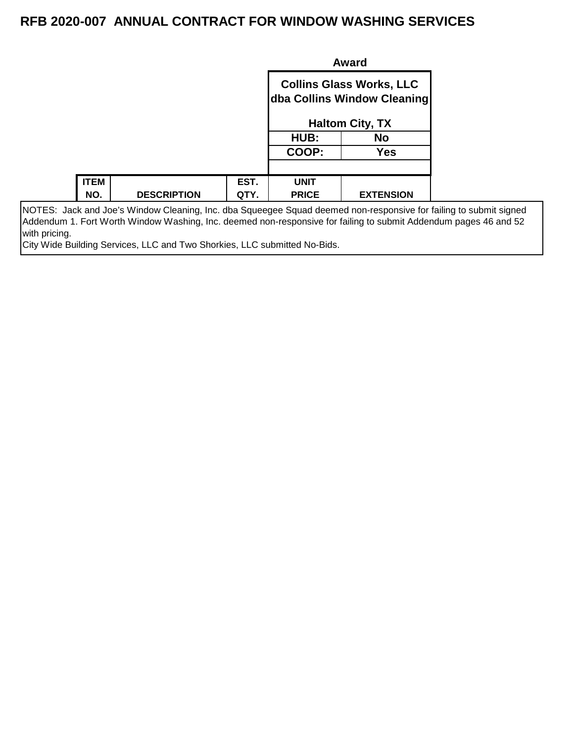# RFB 2020-007 ANNUAL CONTRACT FOR WINDOW WASHING SERVICES

| | | | Award | |
|---|---|---|---|---|
| | | | **Collins Glass Works, LLC dba Collins Window Cleaning** <br><br> **Haltom City, TX** | |
| | | | **HUB:** | **No** |
| | | | **COOP:** | **Yes** |
| **ITEM NO.** | **DESCRIPTION** | **EST. QTY.** | **UNIT PRICE** | **EXTENSION** |

NOTES: Jack and Joe's Window Cleaning, Inc. dba Squeegee Squad deemed non-responsive for failing to submit signed Addendum 1. Fort Worth Window Washing, Inc. deemed non-responsive for failing to submit Addendum pages 46 and 52 with pricing.
City Wide Building Services, LLC and Two Shorkies, LLC submitted No-Bids.